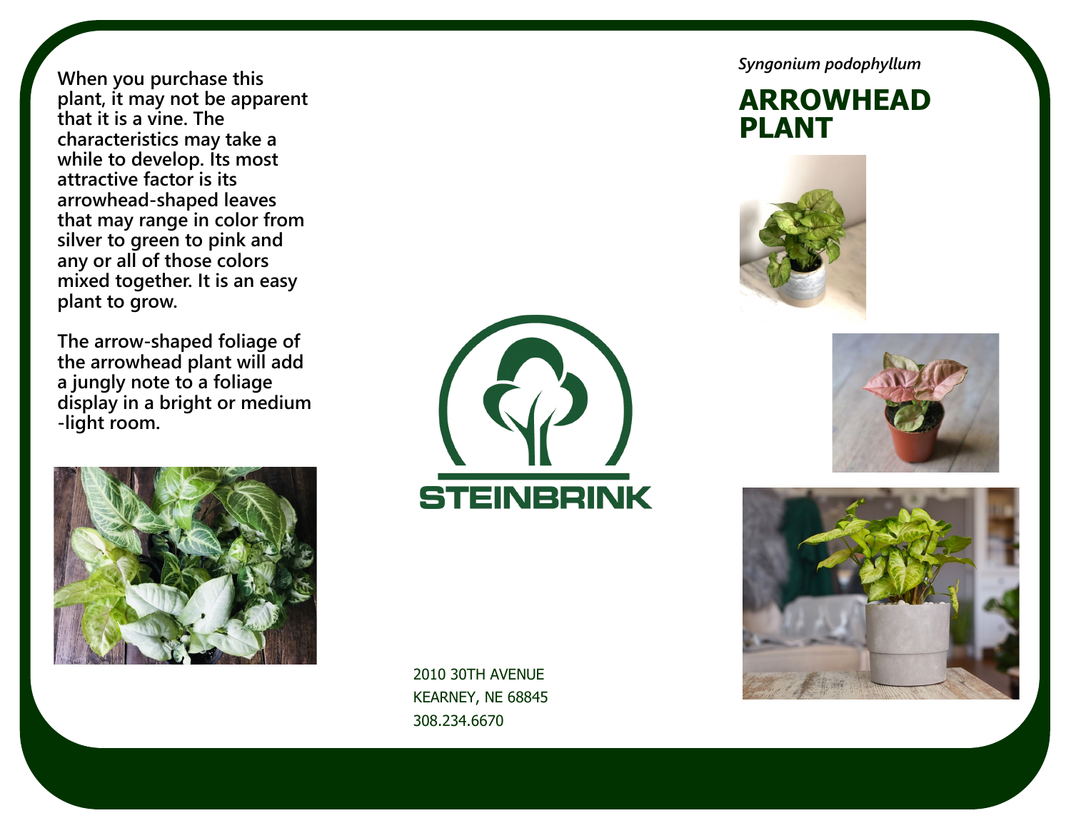*Syngonium podophyllum*

# ARROWHEAD PLANT

**When you purchase this plant, it may not be apparent that it is a vine. The characteristics may take a while to develop. Its most attractive factor is its arrowhead-shaped leaves that may range in color from silver to green to pink and any or all of those colors mixed together. It is an easy plant to grow.**

**The arrow-shaped foliage of the arrowhead plant will add a jungly note to a foliage display in a bright or medium -light room.**

STEINBRINK

2010 30TH AVENUE
KEARNEY, NE 68845
308.234.6670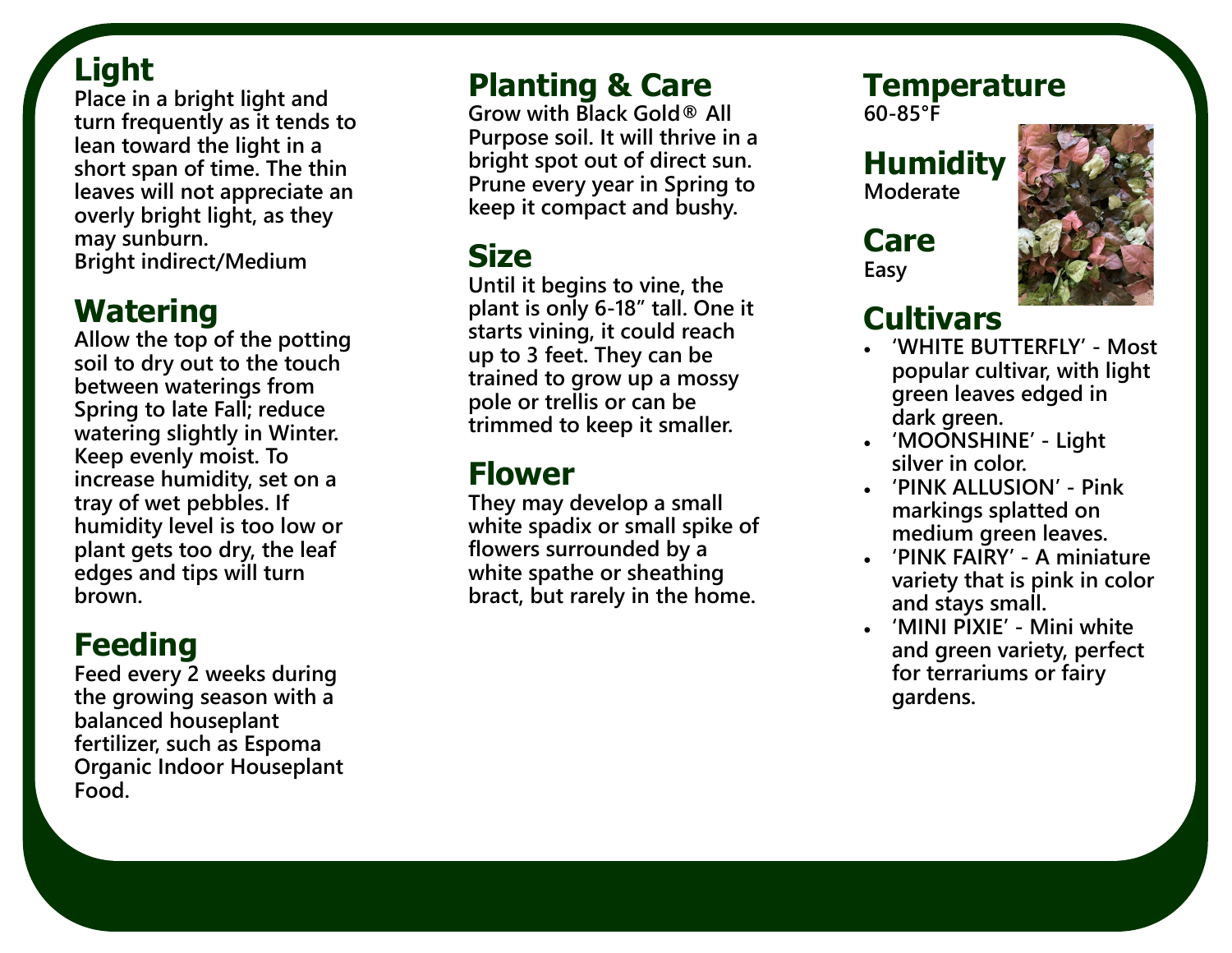## Light

Place in a bright light and turn frequently as it tends to lean toward the light in a short span of time. The thin leaves will not appreciate an overly bright light, as they may sunburn.
Bright indirect/Medium

## Watering

Allow the top of the potting soil to dry out to the touch between waterings from Spring to late Fall; reduce watering slightly in Winter. Keep evenly moist. To increase humidity, set on a tray of wet pebbles. If humidity level is too low or plant gets too dry, the leaf edges and tips will turn brown.

## Feeding

Feed every 2 weeks during the growing season with a balanced houseplant fertilizer, such as Espoma Organic Indoor Houseplant Food.

## Planting & Care

Grow with Black Gold® All Purpose soil. It will thrive in a bright spot out of direct sun. Prune every year in Spring to keep it compact and bushy.

## Size

Until it begins to vine, the plant is only 6-18" tall. One it starts vining, it could reach up to 3 feet. They can be trained to grow up a mossy pole or trellis or can be trimmed to keep it smaller.

## Flower

They may develop a small white spadix or small spike of flowers surrounded by a white spathe or sheathing bract, but rarely in the home.

## Temperature

60-85°F

## Humidity

Moderate

## Care

Easy

## Cultivars

- 'WHITE BUTTERFLY' - Most popular cultivar, with light green leaves edged in dark green.
- 'MOONSHINE' - Light silver in color.
- 'PINK ALLUSION' - Pink markings splatted on medium green leaves.
- 'PINK FAIRY' - A miniature variety that is pink in color and stays small.
- 'MINI PIXIE' - Mini white and green variety, perfect for terrariums or fairy gardens.